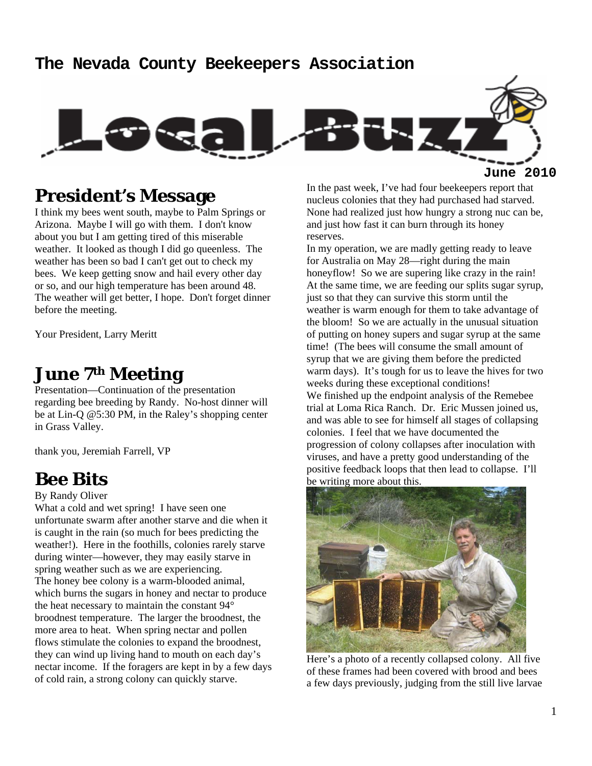# The Nevada County Beekeepers Association

# Local Buzz

**June 2010**

## President's Message

I think my bees went south, maybe to Palm Springs or Arizona. Maybe I will go with them. I don't know about you but I am getting tired of this miserable weather. It looked as though I did go queenless. The weather has been so bad I can't get out to check my bees. We keep getting snow and hail every other day or so, and our high temperature has been around 48. The weather will get better, I hope. Don't forget dinner before the meeting.

Your President, Larry Meritt

## June 7th Meeting

Presentation—Continuation of the presentation regarding bee breeding by Randy. No-host dinner will be at Lin-Q @5:30 PM, in the Raley's shopping center in Grass Valley.

thank you, Jeremiah Farrell, VP

## Bee Bits

By Randy Oliver

What a cold and wet spring! I have seen one unfortunate swarm after another starve and die when it is caught in the rain (so much for bees predicting the weather!). Here in the foothills, colonies rarely starve during winter—however, they may easily starve in spring weather such as we are experiencing.

The honey bee colony is a warm-blooded animal, which burns the sugars in honey and nectar to produce the heat necessary to maintain the constant 94° broodnest temperature. The larger the broodnest, the more area to heat. When spring nectar and pollen flows stimulate the colonies to expand the broodnest, they can wind up living hand to mouth on each day's nectar income. If the foragers are kept in by a few days of cold rain, a strong colony can quickly starve.

In the past week, I've had four beekeepers report that nucleus colonies that they had purchased had starved. None had realized just how hungry a strong nuc can be, and just how fast it can burn through its honey reserves.

In my operation, we are madly getting ready to leave for Australia on May 28—right during the main honeyflow! So we are supering like crazy in the rain! At the same time, we are feeding our splits sugar syrup, just so that they can survive this storm until the weather is warm enough for them to take advantage of the bloom! So we are actually in the unusual situation of putting on honey supers and sugar syrup at the same time! (The bees will consume the small amount of syrup that we are giving them before the predicted warm days). It's tough for us to leave the hives for two weeks during these exceptional conditions!

We finished up the endpoint analysis of the Remebee trial at Loma Rica Ranch. Dr. Eric Mussen joined us, and was able to see for himself all stages of collapsing colonies. I feel that we have documented the progression of colony collapses after inoculation with viruses, and have a pretty good understanding of the positive feedback loops that then lead to collapse. I'll be writing more about this.

Here's a photo of a recently collapsed colony. All five of these frames had been covered with brood and bees a few days previously, judging from the still live larvae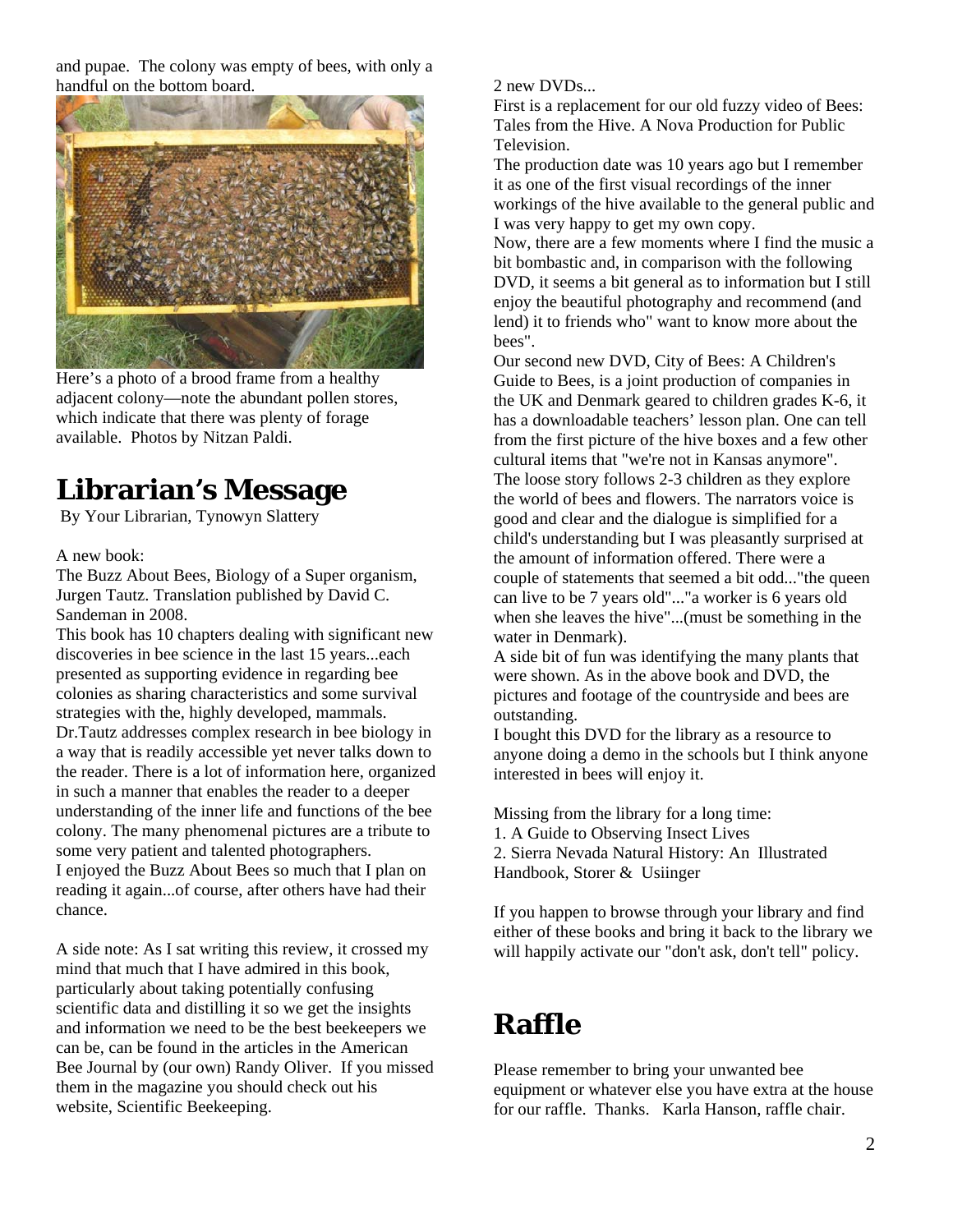and pupae. The colony was empty of bees, with only a handful on the bottom board.

Here's a photo of a brood frame from a healthy adjacent colony—note the abundant pollen stores, which indicate that there was plenty of forage available. Photos by Nitzan Paldi.

# Librarian's Message

By Your Librarian, Tynowyn Slattery

A new book:
The Buzz About Bees, Biology of a Super organism, Jurgen Tautz. Translation published by David C. Sandeman in 2008.
This book has 10 chapters dealing with significant new discoveries in bee science in the last 15 years...each presented as supporting evidence in regarding bee colonies as sharing characteristics and some survival strategies with the, highly developed, mammals. Dr.Tautz addresses complex research in bee biology in a way that is readily accessible yet never talks down to the reader. There is a lot of information here, organized in such a manner that enables the reader to a deeper understanding of the inner life and functions of the bee colony. The many phenomenal pictures are a tribute to some very patient and talented photographers.
I enjoyed the Buzz About Bees so much that I plan on reading it again...of course, after others have had their chance.

A side note: As I sat writing this review, it crossed my mind that much that I have admired in this book, particularly about taking potentially confusing scientific data and distilling it so we get the insights and information we need to be the best beekeepers we can be, can be found in the articles in the American Bee Journal by (our own) Randy Oliver. If you missed them in the magazine you should check out his website, Scientific Beekeeping.

2 new DVDs...
First is a replacement for our old fuzzy video of Bees: Tales from the Hive. A Nova Production for Public Television.
The production date was 10 years ago but I remember it as one of the first visual recordings of the inner workings of the hive available to the general public and I was very happy to get my own copy.
Now, there are a few moments where I find the music a bit bombastic and, in comparison with the following DVD, it seems a bit general as to information but I still enjoy the beautiful photography and recommend (and lend) it to friends who" want to know more about the bees".
Our second new DVD, City of Bees: A Children's Guide to Bees, is a joint production of companies in the UK and Denmark geared to children grades K-6, it has a downloadable teachers' lesson plan. One can tell from the first picture of the hive boxes and a few other cultural items that "we're not in Kansas anymore". The loose story follows 2-3 children as they explore the world of bees and flowers. The narrators voice is good and clear and the dialogue is simplified for a child's understanding but I was pleasantly surprised at the amount of information offered. There were a couple of statements that seemed a bit odd..."the queen can live to be 7 years old"..."a worker is 6 years old when she leaves the hive"...(must be something in the water in Denmark).
A side bit of fun was identifying the many plants that were shown. As in the above book and DVD, the pictures and footage of the countryside and bees are outstanding.
I bought this DVD for the library as a resource to anyone doing a demo in the schools but I think anyone interested in bees will enjoy it.

Missing from the library for a long time:
1. A Guide to Observing Insect Lives
2. Sierra Nevada Natural History: An Illustrated Handbook, Storer & Usiinger

If you happen to browse through your library and find either of these books and bring it back to the library we will happily activate our "don't ask, don't tell" policy.

# Raffle

Please remember to bring your unwanted bee equipment or whatever else you have extra at the house for our raffle. Thanks. Karla Hanson, raffle chair.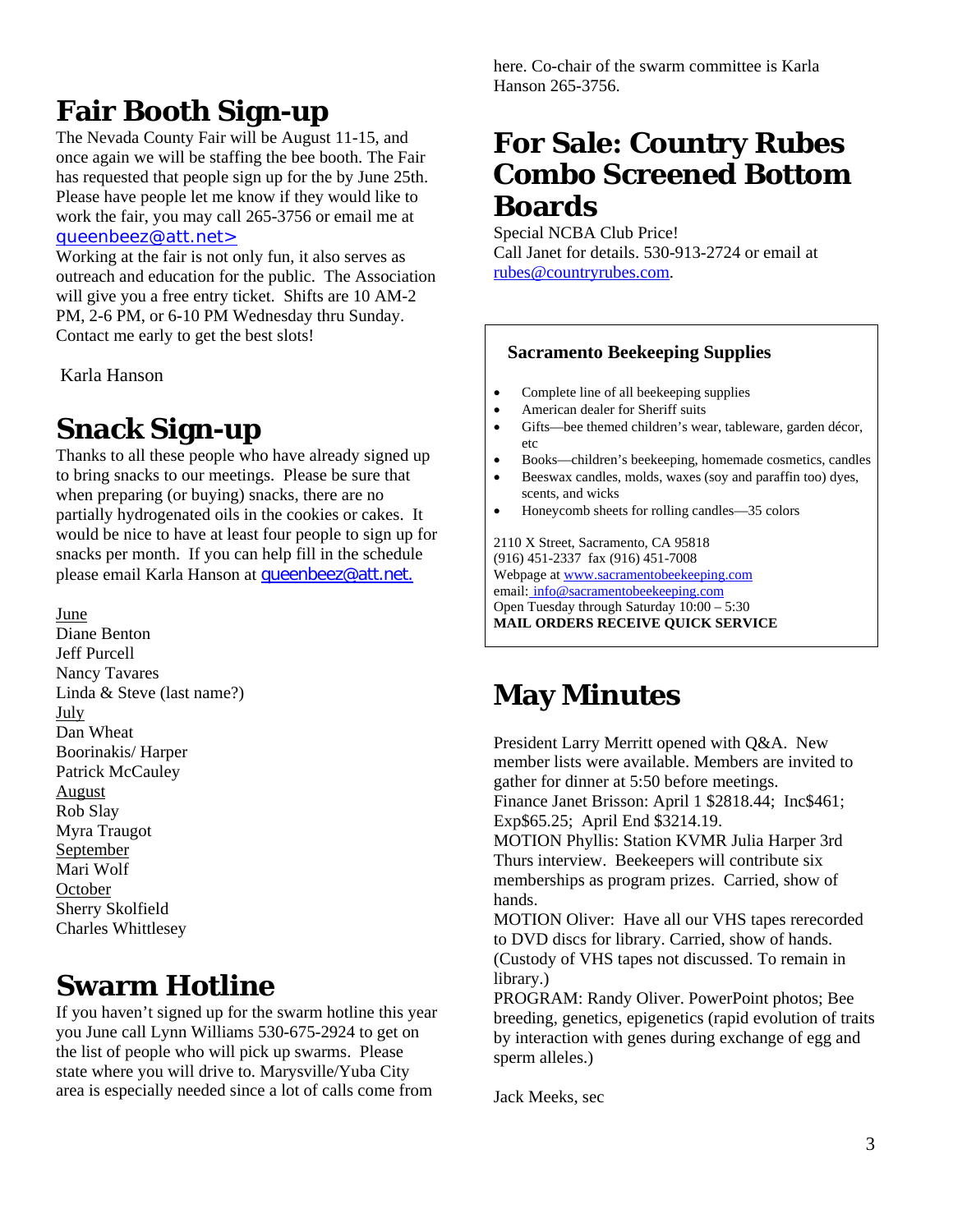## Fair Booth Sign-up

The Nevada County Fair will be August 11-15, and once again we will be staffing the bee booth. The Fair has requested that people sign up for the by June 25th. Please have people let me know if they would like to work the fair, you may call 265-3756 or email me at queenbeez@att.net>

Working at the fair is not only fun, it also serves as outreach and education for the public. The Association will give you a free entry ticket. Shifts are 10 AM-2 PM, 2-6 PM, or 6-10 PM Wednesday thru Sunday. Contact me early to get the best slots!

Karla Hanson

## Snack Sign-up

Thanks to all these people who have already signed up to bring snacks to our meetings. Please be sure that when preparing (or buying) snacks, there are no partially hydrogenated oils in the cookies or cakes. It would be nice to have at least four people to sign up for snacks per month. If you can help fill in the schedule please email Karla Hanson at queenbeez@att.net.

June
Diane Benton
Jeff Purcell
Nancy Tavares
Linda & Steve (last name?)
July
Dan Wheat
Boorinakis/ Harper
Patrick McCauley
August
Rob Slay
Myra Traugot
September
Mari Wolf
October
Sherry Skolfield
Charles Whittlesey

## Swarm Hotline

If you haven't signed up for the swarm hotline this year you June call Lynn Williams 530-675-2924 to get on the list of people who will pick up swarms. Please state where you will drive to. Marysville/Yuba City area is especially needed since a lot of calls come from here. Co-chair of the swarm committee is Karla Hanson 265-3756.

## For Sale: Country Rubes Combo Screened Bottom Boards

Special NCBA Club Price!
Call Janet for details. 530-913-2724 or email at rubes@countryrubes.com.

**Sacramento Beekeeping Supplies**

- Complete line of all beekeeping supplies
- American dealer for Sheriff suits
- Gifts—bee themed children's wear, tableware, garden décor, etc
- Books—children's beekeeping, homemade cosmetics, candles
- Beeswax candles, molds, waxes (soy and paraffin too) dyes, scents, and wicks
- Honeycomb sheets for rolling candles—35 colors

2110 X Street, Sacramento, CA 95818
(916) 451-2337 fax (916) 451-7008
Webpage at www.sacramentobeekeeping.com
email: info@sacramentobeekeeping.com
Open Tuesday through Saturday 10:00 – 5:30
**MAIL ORDERS RECEIVE QUICK SERVICE**

## May Minutes

President Larry Merritt opened with Q&A. New member lists were available. Members are invited to gather for dinner at 5:50 before meetings.
Finance Janet Brisson: April 1 $2818.44; Inc$461; Exp$65.25; April End $3214.19.
MOTION Phyllis: Station KVMR Julia Harper 3rd Thurs interview. Beekeepers will contribute six memberships as program prizes. Carried, show of hands.
MOTION Oliver: Have all our VHS tapes rerecorded to DVD discs for library. Carried, show of hands. (Custody of VHS tapes not discussed. To remain in library.)
PROGRAM: Randy Oliver. PowerPoint photos; Bee breeding, genetics, epigenetics (rapid evolution of traits by interaction with genes during exchange of egg and sperm alleles.)

Jack Meeks, sec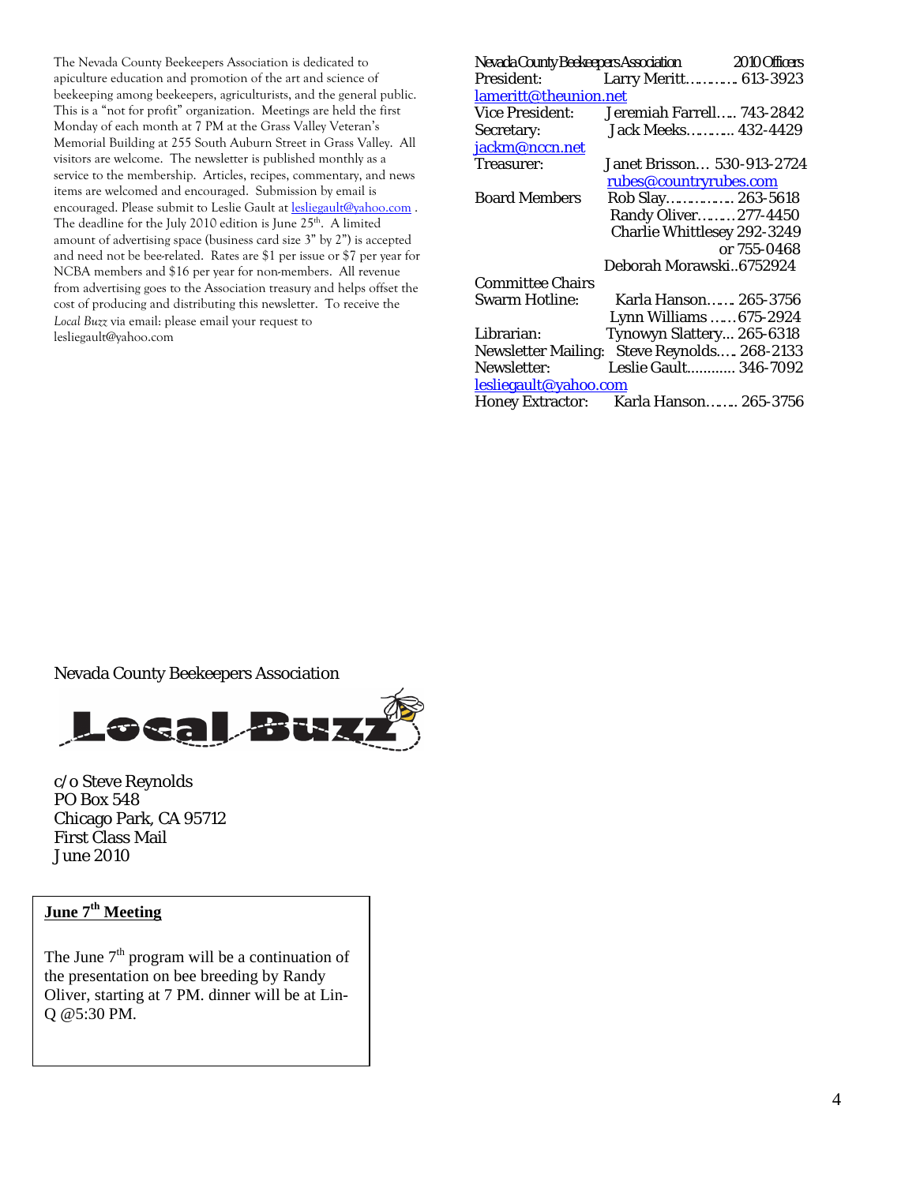The Nevada County Beekeepers Association is dedicated to apiculture education and promotion of the art and science of beekeeping among beekeepers, agriculturists, and the general public. This is a "not for profit" organization. Meetings are held the first Monday of each month at 7 PM at the Grass Valley Veteran's Memorial Building at 255 South Auburn Street in Grass Valley. All visitors are welcome. The newsletter is published monthly as a service to the membership. Articles, recipes, commentary, and news items are welcomed and encouraged. Submission by email is encouraged. Please submit to Leslie Gault at lesliegault@yahoo.com . The deadline for the July 2010 edition is June 25th. A limited amount of advertising space (business card size 3" by 2") is accepted and need not be bee-related. Rates are $1 per issue or $7 per year for NCBA members and $16 per year for non-members. All revenue from advertising goes to the Association treasury and helps offset the cost of producing and distributing this newsletter. To receive the *Local Buzz* via email: please email your request to lesliegault@yahoo.com

Nevada County Beekeepers Association — 2010 Officers

| | |
|---|---|
| President: | Larry Meritt………. 613-3923 |
| lameritt@theunion.net | |
| Vice President: | Jeremiah Farrell….. 743-2842 |
| Secretary: | Jack Meeks………. 432-4429 |
| jackm@nccn.net | |
| Treasurer: | Janet Brisson… 530-913-2724 |
| | rubes@countryrubes.com |
| Board Members | Rob Slay…………. 263-5618 |
| | Randy Oliver……..277-4450 |
| | Charlie Whittlesey 292-3249 or 755-0468 |
| | Deborah Morawski..6752924 |
| Committee Chairs | |
| Swarm Hotline: | Karla Hanson…… 265-3756 |
| | Lynn Williams ……675-2924 |
| Librarian: | Tynowyn Slattery… 265-6318 |
| Newsletter Mailing: | Steve Reynolds…. 268-2133 |
| Newsletter: | Leslie Gault………… 346-7092 |
| lesliegault@yahoo.com | |
| Honey Extractor: | Karla Hanson……. 265-3756 |

Nevada County Beekeepers Association

Local Buzz

c/o Steve Reynolds
PO Box 548
Chicago Park, CA 95712
First Class Mail
June 2010

**June 7th Meeting**

The June 7th program will be a continuation of the presentation on bee breeding by Randy Oliver, starting at 7 PM. dinner will be at Lin-Q @5:30 PM.